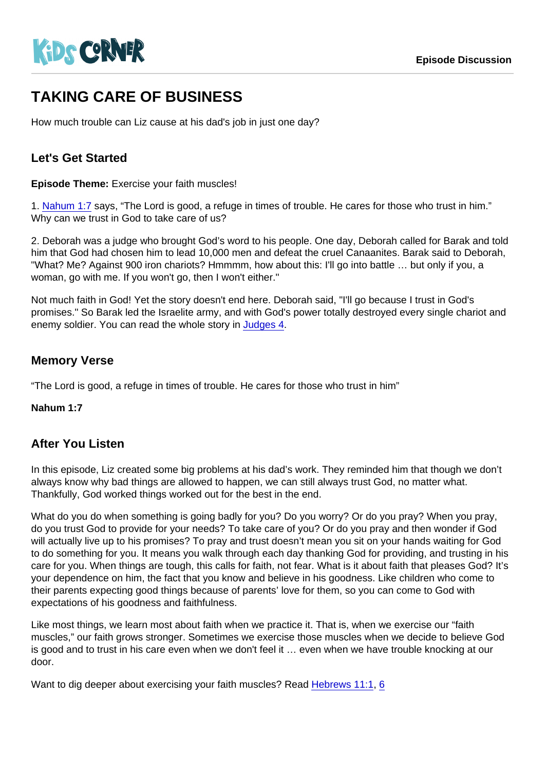Kids Corner

Episode Discussion

# TAKING CARE OF BUSINESS

How much trouble can Liz cause at his dad's job in just one day?

## Let's Get Started

**Episode Theme:** Exercise your faith muscles!

1. Nahum 1:7 says, “The Lord is good, a refuge in times of trouble. He cares for those who trust in him.” Why can we trust in God to take care of us?

2. Deborah was a judge who brought God’s word to his people. One day, Deborah called for Barak and told him that God had chosen him to lead 10,000 men and defeat the cruel Canaanites. Barak said to Deborah, "What? Me? Against 900 iron chariots? Hmmmm, how about this: I'll go into battle … but only if you, a woman, go with me. If you won't go, then I won't either."

Not much faith in God! Yet the story doesn't end here. Deborah said, "I'll go because I trust in God's promises." So Barak led the Israelite army, and with God's power totally destroyed every single chariot and enemy soldier. You can read the whole story in Judges 4.

## Memory Verse

“The Lord is good, a refuge in times of trouble. He cares for those who trust in him”

**Nahum 1:7**

## After You Listen

In this episode, Liz created some big problems at his dad’s work. They reminded him that though we don’t always know why bad things are allowed to happen, we can still always trust God, no matter what. Thankfully, God worked things worked out for the best in the end.

What do you do when something is going badly for you? Do you worry? Or do you pray? When you pray, do you trust God to provide for your needs? To take care of you? Or do you pray and then wonder if God will actually live up to his promises? To pray and trust doesn’t mean you sit on your hands waiting for God to do something for you. It means you walk through each day thanking God for providing, and trusting in his care for you. When things are tough, this calls for faith, not fear. What is it about faith that pleases God? It’s your dependence on him, the fact that you know and believe in his goodness. Like children who come to their parents expecting good things because of parents’ love for them, so you can come to God with expectations of his goodness and faithfulness.

Like most things, we learn most about faith when we practice it. That is, when we exercise our “faith muscles,” our faith grows stronger. Sometimes we exercise those muscles when we decide to believe God is good and to trust in his care even when we don't feel it … even when we have trouble knocking at our door.

Want to dig deeper about exercising your faith muscles? Read Hebrews 11:1, 6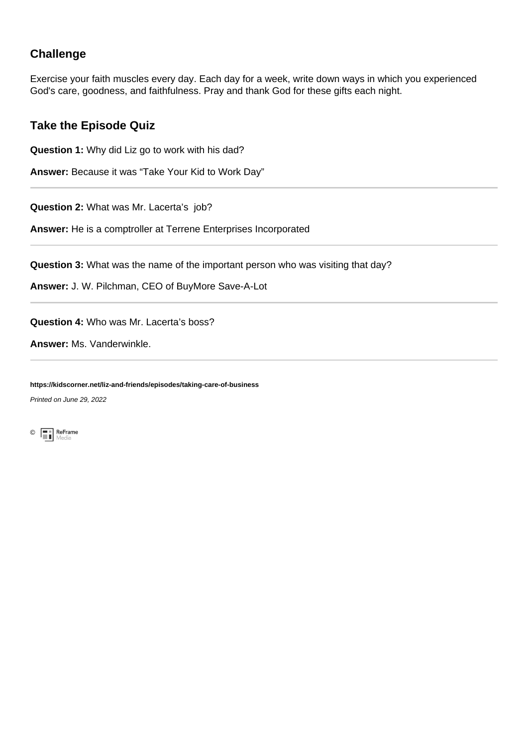## Challenge

Exercise your faith muscles every day. Each day for a week, write down ways in which you experienced God's care, goodness, and faithfulness. Pray and thank God for these gifts each night.

## Take the Episode Quiz

**Question 1:** Why did Liz go to work with his dad?

**Answer:** Because it was “Take Your Kid to Work Day”

---

**Question 2:** What was Mr. Lacerta’s job?

**Answer:** He is a comptroller at Terrene Enterprises Incorporated

---

**Question 3:** What was the name of the important person who was visiting that day?

**Answer:** J. W. Pilchman, CEO of BuyMore Save-A-Lot

---

**Question 4:** Who was Mr. Lacerta’s boss?

**Answer:** Ms. Vanderwinkle.

---

**https://kidscorner.net/liz-and-friends/episodes/taking-care-of-business**

*Printed on June 29, 2022*

© ReFrame Media